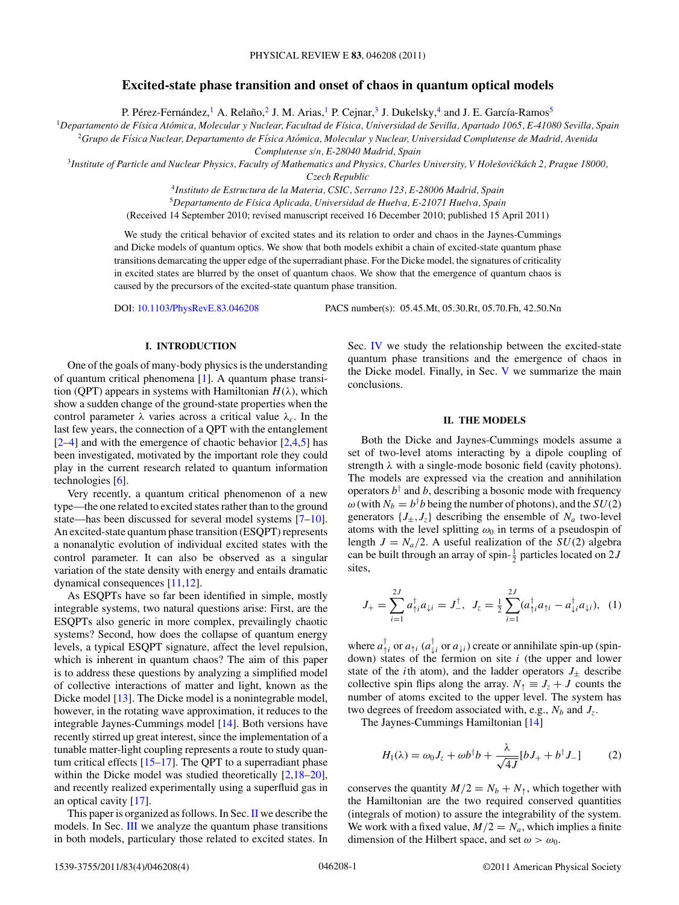# Excited-state phase transition and onset of chaos in quantum optical models

P. Pérez-Fernández,[1] A. Relaño,[2] J. M. Arias,[1] P. Cejnar,[3] J. Dukelsky,[4] and J. E. García-Ramos[5]

[1]Departamento de Física Atómica, Molecular y Nuclear, Facultad de Física, Universidad de Sevilla, Apartado 1065, E-41080 Sevilla, Spain
[2]Grupo de Física Nuclear, Departamento de Física Atómica, Molecular y Nuclear, Universidad Complutense de Madrid, Avenida Complutense s/n, E-28040 Madrid, Spain
[3]Institute of Particle and Nuclear Physics, Faculty of Mathematics and Physics, Charles University, V Holešovičkách 2, Prague 18000, Czech Republic
[4]Instituto de Estructura de la Materia, CSIC, Serrano 123, E-28006 Madrid, Spain
[5]Departamento de Física Aplicada, Universidad de Huelva, E-21071 Huelva, Spain

(Received 14 September 2010; revised manuscript received 16 December 2010; published 15 April 2011)

We study the critical behavior of excited states and its relation to order and chaos in the Jaynes-Cummings and Dicke models of quantum optics. We show that both models exhibit a chain of excited-state quantum phase transitions demarcating the upper edge of the superradiant phase. For the Dicke model, the signatures of criticality in excited states are blurred by the onset of quantum chaos. We show that the emergence of quantum chaos is caused by the precursors of the excited-state quantum phase transition.

DOI: 10.1103/PhysRevE.83.046208 PACS number(s): 05.45.Mt, 05.30.Rt, 05.70.Fh, 42.50.Nn

## I. INTRODUCTION

One of the goals of many-body physics is the understanding of quantum critical phenomena [1]. A quantum phase transition (QPT) appears in systems with Hamiltonian $H(\lambda)$, which show a sudden change of the ground-state properties when the control parameter $\lambda$ varies across a critical value $\lambda_c$. In the last few years, the connection of a QPT with the entanglement [2–4] and with the emergence of chaotic behavior [2,4,5] has been investigated, motivated by the important role they could play in the current research related to quantum information technologies [6].

Very recently, a quantum critical phenomenon of a new type—the one related to excited states rather than to the ground state—has been discussed for several model systems [7–10]. An excited-state quantum phase transition (ESQPT) represents a nonanalytic evolution of individual excited states with the control parameter. It can also be observed as a singular variation of the state density with energy and entails dramatic dynamical consequences [11,12].

As ESQPTs have so far been identified in simple, mostly integrable systems, two natural questions arise: First, are the ESQPTs also generic in more complex, prevailingly chaotic systems? Second, how does the collapse of quantum energy levels, a typical ESQPT signature, affect the level repulsion, which is inherent in quantum chaos? The aim of this paper is to address these questions by analyzing a simplified model of collective interactions of matter and light, known as the Dicke model [13]. The Dicke model is a nonintegrable model, however, in the rotating wave approximation, it reduces to the integrable Jaynes-Cummings model [14]. Both versions have recently stirred up great interest, since the implementation of a tunable matter-light coupling represents a route to study quantum critical effects [15–17]. The QPT to a superradiant phase within the Dicke model was studied theoretically [2,18–20], and recently realized experimentally using a superfluid gas in an optical cavity [17].

This paper is organized as follows. In Sec. II we describe the models. In Sec. III we analyze the quantum phase transitions in both models, particulary those related to excited states. In Sec. IV we study the relationship between the excited-state quantum phase transitions and the emergence of chaos in the Dicke model. Finally, in Sec. V we summarize the main conclusions.

## II. THE MODELS

Both the Dicke and Jaynes-Cummings models assume a set of two-level atoms interacting by a dipole coupling of strength $\lambda$ with a single-mode bosonic field (cavity photons). The models are expressed via the creation and annihilation operators $b^\dagger$ and $b$, describing a bosonic mode with frequency $\omega$ (with $N_b = b^\dagger b$ being the number of photons), and the $SU(2)$ generators $\{J_\pm, J_z\}$ describing the ensemble of $N_a$ two-level atoms with the level splitting $\omega_0$ in terms of a pseudospin of length $J = N_a/2$. A useful realization of the $SU(2)$ algebra can be built through an array of spin-$\frac{1}{2}$ particles located on $2J$ sites,

$$J_+ = \sum_{i=1}^{2J} a^\dagger_{\uparrow i} a_{\downarrow i} = J_-^\dagger, \quad J_z = \tfrac{1}{2}\sum_{i=1}^{2J} (a^\dagger_{\uparrow i} a_{\uparrow i} - a^\dagger_{\downarrow i} a_{\downarrow i}), \quad (1)$$

where $a^\dagger_{\uparrow i}$ or $a_{\uparrow i}$ ($a^\dagger_{\downarrow i}$ or $a_{\downarrow i}$) create or annihilate spin-up (spin-down) states of the fermion on site $i$ (the upper and lower state of the $i$th atom), and the ladder operators $J_\pm$ describe collective spin flips along the array. $N_\uparrow \equiv J_z + J$ counts the number of atoms excited to the upper level. The system has two degrees of freedom associated with, e.g., $N_b$ and $J_z$.

The Jaynes-Cummings Hamiltonian [14]

$$H_1(\lambda) = \omega_0 J_z + \omega b^\dagger b + \frac{\lambda}{\sqrt{4J}}[bJ_+ + b^\dagger J_-] \quad (2)$$

conserves the quantity $M/2 = N_b + N_\uparrow$, which together with the Hamiltonian are the two required conserved quantities (integrals of motion) to assure the integrability of the system. We work with a fixed value, $M/2 = N_a$, which implies a finite dimension of the Hilbert space, and set $\omega > \omega_0$.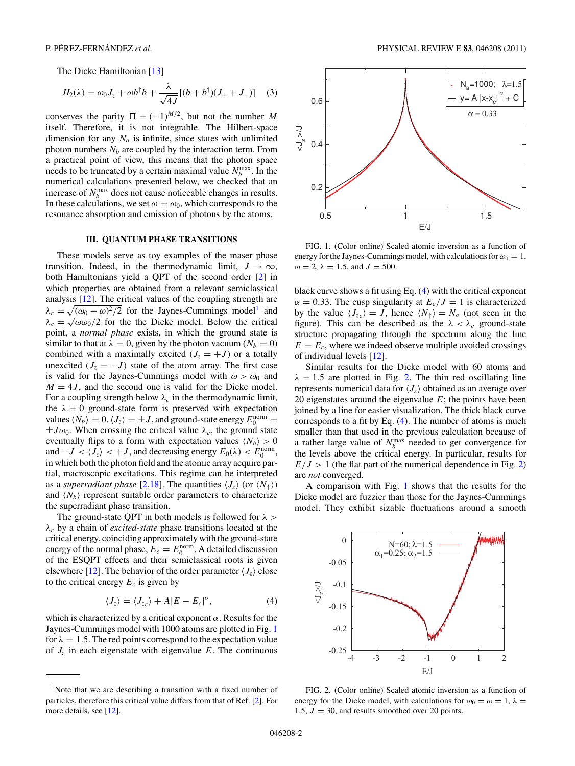The Dicke Hamiltonian [13]

$$H_2(\lambda) = \omega_0 J_z + \omega b^\dagger b + \frac{\lambda}{\sqrt{4J}}[(b + b^\dagger)(J_+ + J_-)] \quad (3)$$

conserves the parity $\Pi = (-1)^{M/2}$, but not the number $M$ itself. Therefore, it is not integrable. The Hilbert-space dimension for any $N_a$ is infinite, since states with unlimited photon numbers $N_b$ are coupled by the interaction term. From a practical point of view, this means that the photon space needs to be truncated by a certain maximal value $N_b^{\max}$. In the numerical calculations presented below, we checked that an increase of $N_b^{\max}$ does not cause noticeable changes in results. In these calculations, we set $\omega = \omega_0$, which corresponds to the resonance absorption and emission of photons by the atoms.

### III. QUANTUM PHASE TRANSITIONS

These models serve as toy examples of the maser phase transition. Indeed, in the thermodynamic limit, $J \to \infty$, both Hamiltonians yield a QPT of the second order [2] in which properties are obtained from a relevant semiclassical analysis [12]. The critical values of the coupling strength are $\lambda_c = \sqrt{(\omega_0 - \omega)^2/2}$ for the Jaynes-Cummings model[1] and $\lambda_c = \sqrt{\omega\omega_0/2}$ for the the Dicke model. Below the critical point, a *normal phase* exists, in which the ground state is similar to that at $\lambda = 0$, given by the photon vacuum ($N_b = 0$) combined with a maximally excited ($J_z = +J$) or a totally unexcited ($J_z = -J$) state of the atom array. The first case is valid for the Jaynes-Cummings model with $\omega > \omega_0$ and $M = 4J$, and the second one is valid for the Dicke model. For a coupling strength below $\lambda_c$ in the thermodynamic limit, the $\lambda = 0$ ground-state form is preserved with expectation values $\langle N_b \rangle = 0, \langle J_z \rangle = \pm J$, and ground-state energy $E_0^{\text{norm}} = \pm J\omega_0$. When crossing the critical value $\lambda_c$, the ground state eventually flips to a form with expectation values $\langle N_b \rangle > 0$ and $-J < \langle J_z \rangle < +J$, and decreasing energy $E_0(\lambda) < E_0^{\text{norm}}$, in which both the photon field and the atomic array acquire partial, macroscopic excitations. This regime can be interpreted as a *superradiant phase* [2,18]. The quantities $\langle J_z \rangle$ (or $\langle N_\uparrow \rangle$) and $\langle N_b \rangle$ represent suitable order parameters to characterize the superradiant phase transition.

The ground-state QPT in both models is followed for $\lambda > \lambda_c$ by a chain of *excited-state* phase transitions located at the critical energy, coinciding approximately with the ground-state energy of the normal phase, $E_c = E_0^{\text{norm}}$. A detailed discussion of the ESQPT effects and their semiclassical roots is given elsewhere [12]. The behavior of the order parameter $\langle J_z \rangle$ close to the critical energy $E_c$ is given by

$$\langle J_z \rangle = \langle J_{zc} \rangle + A|E - E_c|^\alpha, \quad (4)$$

which is characterized by a critical exponent $\alpha$. Results for the Jaynes-Cummings model with 1000 atoms are plotted in Fig. 1 for $\lambda = 1.5$. The red points correspond to the expectation value of $J_z$ in each eigenstate with eigenvalue $E$. The continuous black curve shows a fit using Eq. (4) with the critical exponent $\alpha = 0.33$. The cusp singularity at $E_c/J = 1$ is characterized by the value $\langle J_{zc} \rangle = J$, hence $\langle N_\uparrow \rangle = N_a$ (not seen in the figure). This can be described as the $\lambda < \lambda_c$ ground-state structure propagating through the spectrum along the line $E = E_c$, where we indeed observe multiple avoided crossings of individual levels [12].

FIG. 1. (Color online) Scaled atomic inversion as a function of energy for the Jaynes-Cummings model, with calculations for $\omega_0 = 1$, $\omega = 2$, $\lambda = 1.5$, and $J = 500$.

Similar results for the Dicke model with 60 atoms and $\lambda = 1.5$ are plotted in Fig. 2. The thin red oscillating line represents numerical data for $\langle J_z \rangle$ obtained as an average over 20 eigenstates around the eigenvalue $E$; the points have been joined by a line for easier visualization. The thick black curve corresponds to a fit by Eq. (4). The number of atoms is much smaller than that used in the previous calculation because of a rather large value of $N_b^{\max}$ needed to get convergence for the levels above the critical energy. In particular, results for $E/J > 1$ (the flat part of the numerical dependence in Fig. 2) are *not* converged.

A comparison with Fig. 1 shows that the results for the Dicke model are fuzzier than those for the Jaynes-Cummings model. They exhibit sizable fluctuations around a smooth

FIG. 2. (Color online) Scaled atomic inversion as a function of energy for the Dicke model, with calculations for $\omega_0 = \omega = 1$, $\lambda = 1.5$, $J = 30$, and results smoothed over 20 points.

[1]Note that we are describing a transition with a fixed number of particles, therefore this critical value differs from that of Ref. [2]. For more details, see [12].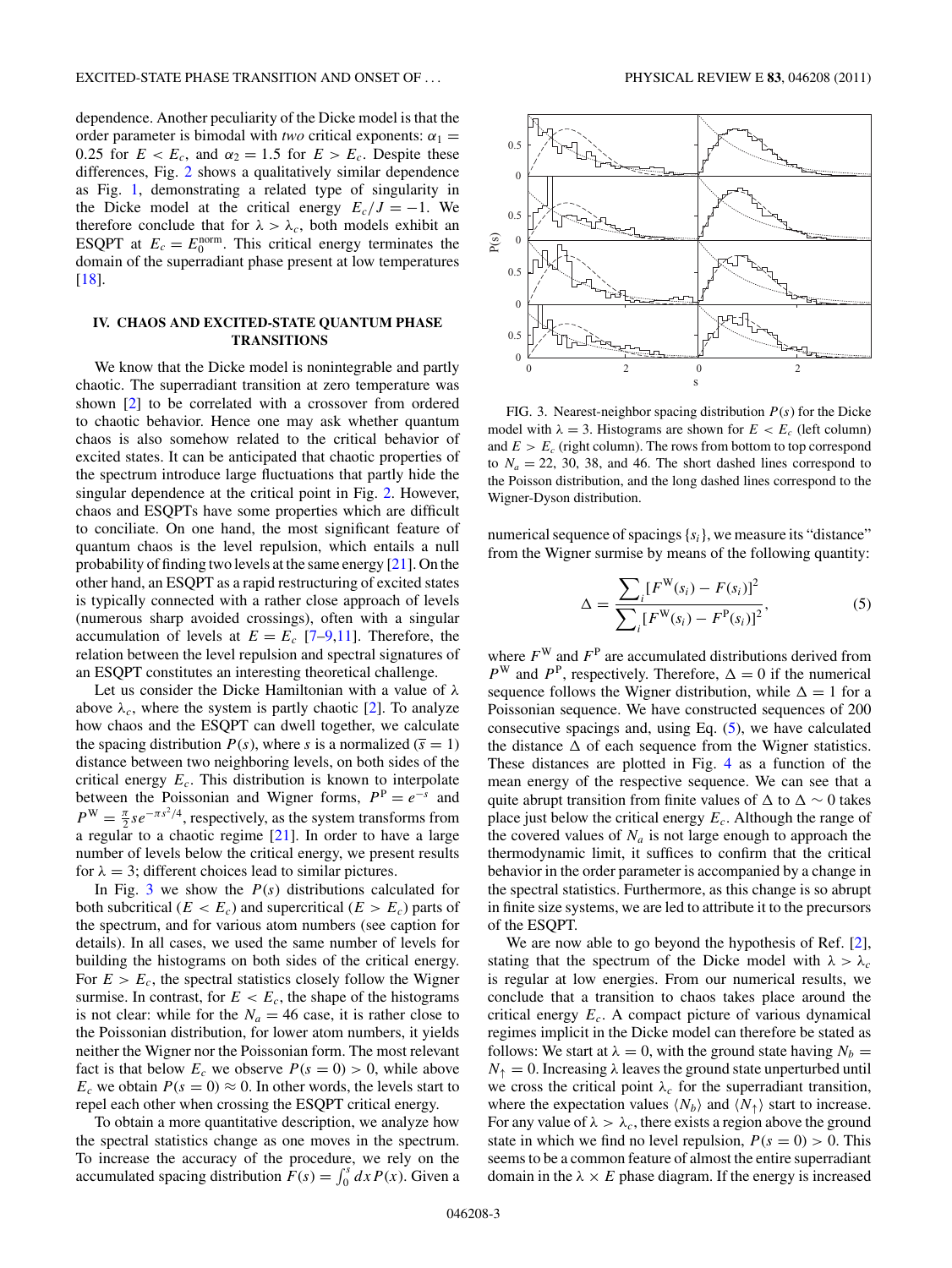dependence. Another peculiarity of the Dicke model is that the order parameter is bimodal with *two* critical exponents: $\alpha_1 = 0.25$ for $E < E_c$, and $\alpha_2 = 1.5$ for $E > E_c$. Despite these differences, Fig. 2 shows a qualitatively similar dependence as Fig. 1, demonstrating a related type of singularity in the Dicke model at the critical energy $E_c/J = -1$. We therefore conclude that for $\lambda > \lambda_c$, both models exhibit an ESQPT at $E_c = E_0^{\text{norm}}$. This critical energy terminates the domain of the superradiant phase present at low temperatures [18].

## IV. CHAOS AND EXCITED-STATE QUANTUM PHASE TRANSITIONS

We know that the Dicke model is nonintegrable and partly chaotic. The superradiant transition at zero temperature was shown [2] to be correlated with a crossover from ordered to chaotic behavior. Hence one may ask whether quantum chaos is also somehow related to the critical behavior of excited states. It can be anticipated that chaotic properties of the spectrum introduce large fluctuations that partly hide the singular dependence at the critical point in Fig. 2. However, chaos and ESQPTs have some properties which are difficult to conciliate. On one hand, the most significant feature of quantum chaos is the level repulsion, which entails a null probability of finding two levels at the same energy [21]. On the other hand, an ESQPT as a rapid restructuring of excited states is typically connected with a rather close approach of levels (numerous sharp avoided crossings), often with a singular accumulation of levels at $E = E_c$ [7–9,11]. Therefore, the relation between the level repulsion and spectral signatures of an ESQPT constitutes an interesting theoretical challenge.

Let us consider the Dicke Hamiltonian with a value of $\lambda$ above $\lambda_c$, where the system is partly chaotic [2]. To analyze how chaos and the ESQPT can dwell together, we calculate the spacing distribution $P(s)$, where $s$ is a normalized ($\overline{s} = 1$) distance between two neighboring levels, on both sides of the critical energy $E_c$. This distribution is known to interpolate between the Poissonian and Wigner forms, $P^{\text{P}} = e^{-s}$ and $P^{\text{W}} = \frac{\pi}{2} s e^{-\pi s^2/4}$, respectively, as the system transforms from a regular to a chaotic regime [21]. In order to have a large number of levels below the critical energy, we present results for $\lambda = 3$; different choices lead to similar pictures.

In Fig. 3 we show the $P(s)$ distributions calculated for both subcritical ($E < E_c$) and supercritical ($E > E_c$) parts of the spectrum, and for various atom numbers (see caption for details). In all cases, we used the same number of levels for building the histograms on both sides of the critical energy. For $E > E_c$, the spectral statistics closely follow the Wigner surmise. In contrast, for $E < E_c$, the shape of the histograms is not clear: while for the $N_a = 46$ case, it is rather close to the Poissonian distribution, for lower atom numbers, it yields neither the Wigner nor the Poissonian form. The most relevant fact is that below $E_c$ we observe $P(s = 0) > 0$, while above $E_c$ we obtain $P(s = 0) \approx 0$. In other words, the levels start to repel each other when crossing the ESQPT critical energy.

To obtain a more quantitative description, we analyze how the spectral statistics change as one moves in the spectrum. To increase the accuracy of the procedure, we rely on the accumulated spacing distribution $F(s) = \int_0^s dx\, P(x)$. Given a

FIG. 3. Nearest-neighbor spacing distribution $P(s)$ for the Dicke model with $\lambda = 3$. Histograms are shown for $E < E_c$ (left column) and $E > E_c$ (right column). The rows from bottom to top correspond to $N_a = 22$, 30, 38, and 46. The short dashed lines correspond to the Poisson distribution, and the long dashed lines correspond to the Wigner-Dyson distribution.

numerical sequence of spacings $\{s_i\}$, we measure its "distance" from the Wigner surmise by means of the following quantity:

$$\Delta = \frac{\sum_i [F^{\text{W}}(s_i) - F(s_i)]^2}{\sum_i [F^{\text{W}}(s_i) - F^{\text{P}}(s_i)]^2}, \tag{5}$$

where $F^{\text{W}}$ and $F^{\text{P}}$ are accumulated distributions derived from $P^{\text{W}}$ and $P^{\text{P}}$, respectively. Therefore, $\Delta = 0$ if the numerical sequence follows the Wigner distribution, while $\Delta = 1$ for a Poissonian sequence. We have constructed sequences of 200 consecutive spacings and, using Eq. (5), we have calculated the distance $\Delta$ of each sequence from the Wigner statistics. These distances are plotted in Fig. 4 as a function of the mean energy of the respective sequence. We can see that a quite abrupt transition from finite values of $\Delta$ to $\Delta \sim 0$ takes place just below the critical energy $E_c$. Although the range of the covered values of $N_a$ is not large enough to approach the thermodynamic limit, it suffices to confirm that the critical behavior in the order parameter is accompanied by a change in the spectral statistics. Furthermore, as this change is so abrupt in finite size systems, we are led to attribute it to the precursors of the ESQPT.

We are now able to go beyond the hypothesis of Ref. [2], stating that the spectrum of the Dicke model with $\lambda > \lambda_c$ is regular at low energies. From our numerical results, we conclude that a transition to chaos takes place around the critical energy $E_c$. A compact picture of various dynamical regimes implicit in the Dicke model can therefore be stated as follows: We start at $\lambda = 0$, with the ground state having $N_b = N_\uparrow = 0$. Increasing $\lambda$ leaves the ground state unperturbed until we cross the critical point $\lambda_c$ for the superradiant transition, where the expectation values $\langle N_b \rangle$ and $\langle N_\uparrow \rangle$ start to increase. For any value of $\lambda > \lambda_c$, there exists a region above the ground state in which we find no level repulsion, $P(s = 0) > 0$. This seems to be a common feature of almost the entire superradiant domain in the $\lambda \times E$ phase diagram. If the energy is increased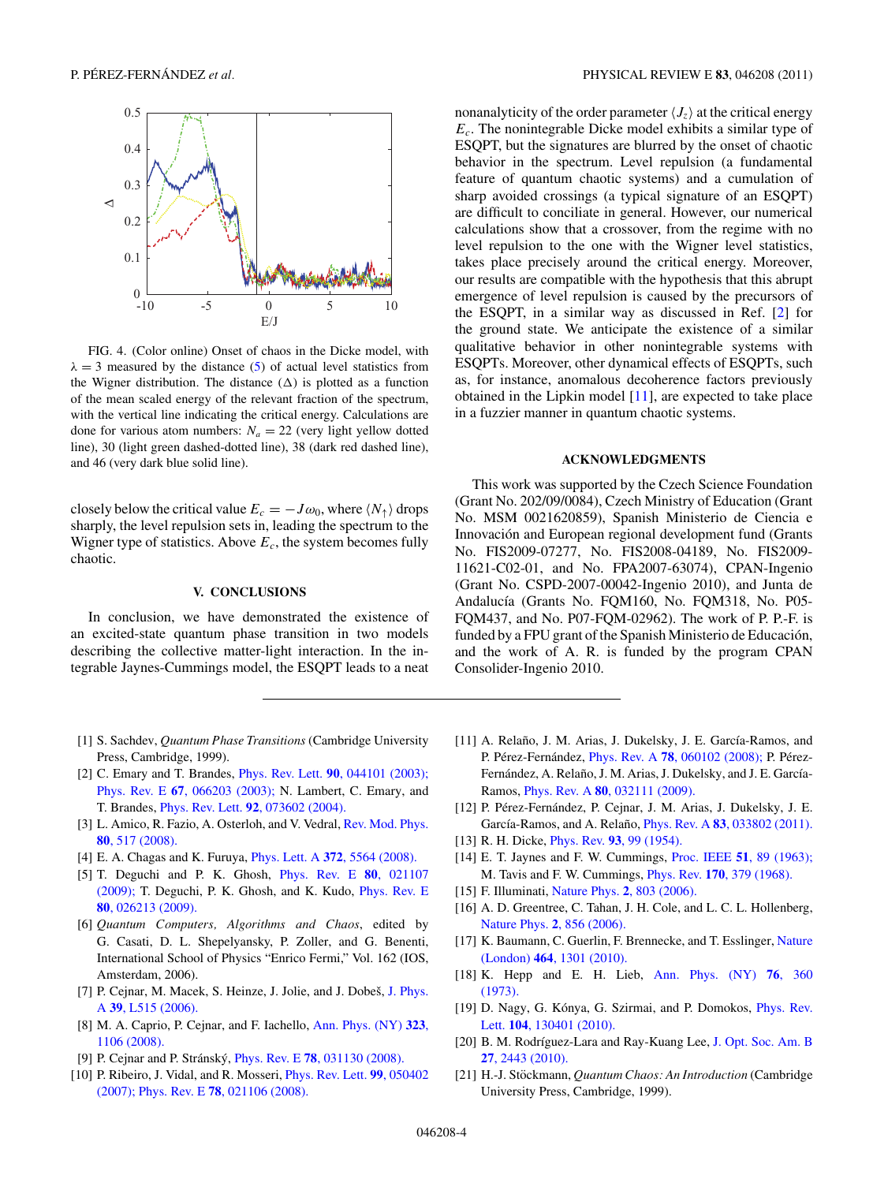0.5
0.4
0.3
0.2
0.1
0
Δ
-10
-5
0
5
10
E/J

FIG. 4. (Color online) Onset of chaos in the Dicke model, with $\lambda = 3$ measured by the distance (5) of actual level statistics from the Wigner distribution. The distance ($\Delta$) is plotted as a function of the mean scaled energy of the relevant fraction of the spectrum, with the vertical line indicating the critical energy. Calculations are done for various atom numbers: $N_a = 22$ (very light yellow dotted line), 30 (light green dashed-dotted line), 38 (dark red dashed line), and 46 (very dark blue solid line).

closely below the critical value $E_c = -J\omega_0$, where $\langle N_\uparrow \rangle$ drops sharply, the level repulsion sets in, leading the spectrum to the Wigner type of statistics. Above $E_c$, the system becomes fully chaotic.

## V. CONCLUSIONS

In conclusion, we have demonstrated the existence of an excited-state quantum phase transition in two models describing the collective matter-light interaction. In the integrable Jaynes-Cummings model, the ESQPT leads to a neat nonanalyticity of the order parameter $\langle J_z \rangle$ at the critical energy $E_c$. The nonintegrable Dicke model exhibits a similar type of ESQPT, but the signatures are blurred by the onset of chaotic behavior in the spectrum. Level repulsion (a fundamental feature of quantum chaotic systems) and a cumulation of sharp avoided crossings (a typical signature of an ESQPT) are difficult to conciliate in general. However, our numerical calculations show that a crossover, from the regime with no level repulsion to the one with the Wigner level statistics, takes place precisely around the critical energy. Moreover, our results are compatible with the hypothesis that this abrupt emergence of level repulsion is caused by the precursors of the ESQPT, in a similar way as discussed in Ref. [2] for the ground state. We anticipate the existence of a similar qualitative behavior in other nonintegrable systems with ESQPTs. Moreover, other dynamical effects of ESQPTs, such as, for instance, anomalous decoherence factors previously obtained in the Lipkin model [11], are expected to take place in a fuzzier manner in quantum chaotic systems.

## ACKNOWLEDGMENTS

This work was supported by the Czech Science Foundation (Grant No. 202/09/0084), Czech Ministry of Education (Grant No. MSM 0021620859), Spanish Ministerio de Ciencia e Innovación and European regional development fund (Grants No. FIS2009-07277, No. FIS2008-04189, No. FIS2009-11621-C02-01, and No. FPA2007-63074), CPAN-Ingenio (Grant No. CSPD-2007-00042-Ingenio 2010), and Junta de Andalucía (Grants No. FQM160, No. FQM318, No. P05-FQM437, and No. P07-FQM-02962). The work of P. P.-F. is funded by a FPU grant of the Spanish Ministerio de Educación, and the work of A. R. is funded by the program CPAN Consolider-Ingenio 2010.

[1] S. Sachdev, *Quantum Phase Transitions* (Cambridge University Press, Cambridge, 1999).

[2] C. Emary and T. Brandes, Phys. Rev. Lett. **90**, 044101 (2003); Phys. Rev. E **67**, 066203 (2003); N. Lambert, C. Emary, and T. Brandes, Phys. Rev. Lett. **92**, 073602 (2004).

[3] L. Amico, R. Fazio, A. Osterloh, and V. Vedral, Rev. Mod. Phys. **80**, 517 (2008).

[4] E. A. Chagas and K. Furuya, Phys. Lett. A **372**, 5564 (2008).

[5] T. Deguchi and P. K. Ghosh, Phys. Rev. E **80**, 021107 (2009); T. Deguchi, P. K. Ghosh, and K. Kudo, Phys. Rev. E **80**, 026213 (2009).

[6] *Quantum Computers, Algorithms and Chaos*, edited by G. Casati, D. L. Shepelyansky, P. Zoller, and G. Benenti, International School of Physics "Enrico Fermi," Vol. 162 (IOS, Amsterdam, 2006).

[7] P. Cejnar, M. Macek, S. Heinze, J. Jolie, and J. Dobeš, J. Phys. A **39**, L515 (2006).

[8] M. A. Caprio, P. Cejnar, and F. Iachello, Ann. Phys. (NY) **323**, 1106 (2008).

[9] P. Cejnar and P. Stránský, Phys. Rev. E **78**, 031130 (2008).

[10] P. Ribeiro, J. Vidal, and R. Mosseri, Phys. Rev. Lett. **99**, 050402 (2007); Phys. Rev. E **78**, 021106 (2008).

[11] A. Relaño, J. M. Arias, J. Dukelsky, J. E. García-Ramos, and P. Pérez-Fernández, Phys. Rev. A **78**, 060102 (2008); P. Pérez-Fernández, A. Relaño, J. M. Arias, J. Dukelsky, and J. E. García-Ramos, Phys. Rev. A **80**, 032111 (2009).

[12] P. Pérez-Fernández, P. Cejnar, J. M. Arias, J. Dukelsky, J. E. García-Ramos, and A. Relaño, Phys. Rev. A **83**, 033802 (2011).

[13] R. H. Dicke, Phys. Rev. **93**, 99 (1954).

[14] E. T. Jaynes and F. W. Cummings, Proc. IEEE **51**, 89 (1963); M. Tavis and F. W. Cummings, Phys. Rev. **170**, 379 (1968).

[15] F. Illuminati, Nature Phys. **2**, 803 (2006).

[16] A. D. Greentree, C. Tahan, J. H. Cole, and L. C. L. Hollenberg, Nature Phys. **2**, 856 (2006).

[17] K. Baumann, C. Guerlin, F. Brennecke, and T. Esslinger, Nature (London) **464**, 1301 (2010).

[18] K. Hepp and E. H. Lieb, Ann. Phys. (NY) **76**, 360 (1973).

[19] D. Nagy, G. Kónya, G. Szirmai, and P. Domokos, Phys. Rev. Lett. **104**, 130401 (2010).

[20] B. M. Rodríguez-Lara and Ray-Kuang Lee, J. Opt. Soc. Am. B **27**, 2443 (2010).

[21] H.-J. Stöckmann, *Quantum Chaos: An Introduction* (Cambridge University Press, Cambridge, 1999).